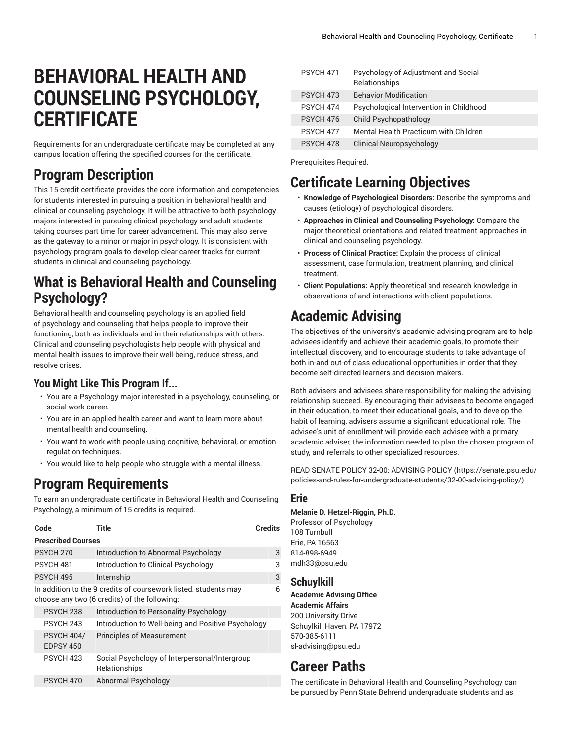# BEHAVIORAL HEALTH AND COUNSELING PSYCHOLOGY, CERTIFICATE

Requirements for an undergraduate certificate may be completed at any campus location offering the specified courses for the certificate.

## Program Description

This 15 credit certificate provides the core information and competencies for students interested in pursuing a position in behavioral health and clinical or counseling psychology. It will be attractive to both psychology majors interested in pursuing clinical psychology and adult students taking courses part time for career advancement. This may also serve as the gateway to a minor or major in psychology. It is consistent with psychology program goals to develop clear career tracks for current students in clinical and counseling psychology.

## What is Behavioral Health and Counseling Psychology?

Behavioral health and counseling psychology is an applied field of psychology and counseling that helps people to improve their functioning, both as individuals and in their relationships with others. Clinical and counseling psychologists help people with physical and mental health issues to improve their well-being, reduce stress, and resolve crises.

### You Might Like This Program If...

- You are a Psychology major interested in a psychology, counseling, or social work career.
- You are in an applied health career and want to learn more about mental health and counseling.
- You want to work with people using cognitive, behavioral, or emotion regulation techniques.
- You would like to help people who struggle with a mental illness.

## Program Requirements

To earn an undergraduate certificate in Behavioral Health and Counseling Psychology, a minimum of 15 credits is required.

| Code | Title | Credits |
|---|---|---|
| **Prescribed Courses** | | |
| PSYCH 270 | Introduction to Abnormal Psychology | 3 |
| PSYCH 481 | Introduction to Clinical Psychology | 3 |
| PSYCH 495 | Internship | 3 |
| In addition to the 9 credits of coursework listed, students may choose any two (6 credits) of the following: | | 6 |
| PSYCH 238 | Introduction to Personality Psychology | |
| PSYCH 243 | Introduction to Well-being and Positive Psychology | |
| PSYCH 404/ EDPSY 450 | Principles of Measurement | |
| PSYCH 423 | Social Psychology of Interpersonal/Intergroup Relationships | |
| PSYCH 470 | Abnormal Psychology | |
| PSYCH 471 | Psychology of Adjustment and Social Relationships | |
| PSYCH 473 | Behavior Modification | |
| PSYCH 474 | Psychological Intervention in Childhood | |
| PSYCH 476 | Child Psychopathology | |
| PSYCH 477 | Mental Health Practicum with Children | |
| PSYCH 478 | Clinical Neuropsychology | |

Prerequisites Required.

## Certificate Learning Objectives

- **Knowledge of Psychological Disorders:** Describe the symptoms and causes (etiology) of psychological disorders.
- **Approaches in Clinical and Counseling Psychology:** Compare the major theoretical orientations and related treatment approaches in clinical and counseling psychology.
- **Process of Clinical Practice:** Explain the process of clinical assessment, case formulation, treatment planning, and clinical treatment.
- **Client Populations:** Apply theoretical and research knowledge in observations of and interactions with client populations.

## Academic Advising

The objectives of the university's academic advising program are to help advisees identify and achieve their academic goals, to promote their intellectual discovery, and to encourage students to take advantage of both in-and out-of class educational opportunities in order that they become self-directed learners and decision makers.

Both advisers and advisees share responsibility for making the advising relationship succeed. By encouraging their advisees to become engaged in their education, to meet their educational goals, and to develop the habit of learning, advisers assume a significant educational role. The advisee's unit of enrollment will provide each advisee with a primary academic adviser, the information needed to plan the chosen program of study, and referrals to other specialized resources.

READ SENATE POLICY 32-00: ADVISING POLICY (https://senate.psu.edu/policies-and-rules-for-undergraduate-students/32-00-advising-policy/)

### Erie

**Melanie D. Hetzel-Riggin, Ph.D.**
Professor of Psychology
108 Turnbull
Erie, PA 16563
814-898-6949
mdh33@psu.edu

### Schuylkill

**Academic Advising Office**
**Academic Affairs**
200 University Drive
Schuylkill Haven, PA 17972
570-385-6111
sl-advising@psu.edu

## Career Paths

The certificate in Behavioral Health and Counseling Psychology can be pursued by Penn State Behrend undergraduate students and as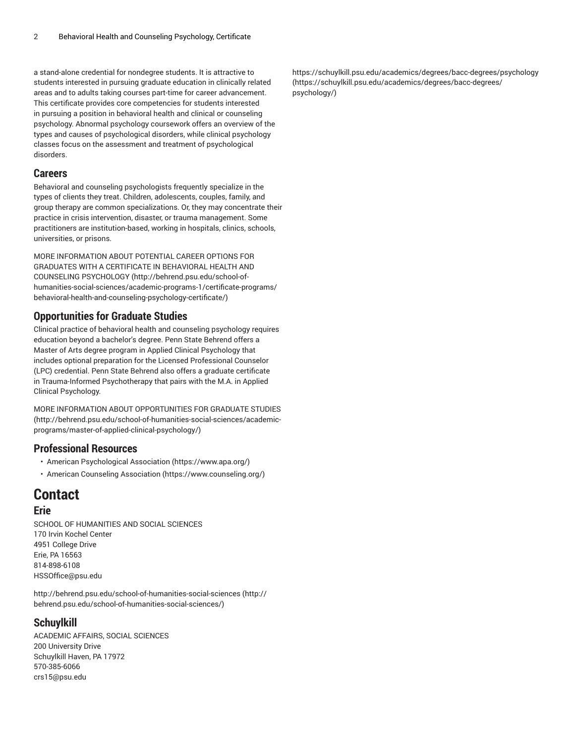a stand-alone credential for nondegree students. It is attractive to students interested in pursuing graduate education in clinically related areas and to adults taking courses part-time for career advancement. This certificate provides core competencies for students interested in pursuing a position in behavioral health and clinical or counseling psychology. Abnormal psychology coursework offers an overview of the types and causes of psychological disorders, while clinical psychology classes focus on the assessment and treatment of psychological disorders.

## Careers

Behavioral and counseling psychologists frequently specialize in the types of clients they treat. Children, adolescents, couples, family, and group therapy are common specializations. Or, they may concentrate their practice in crisis intervention, disaster, or trauma management. Some practitioners are institution-based, working in hospitals, clinics, schools, universities, or prisons.

MORE INFORMATION ABOUT POTENTIAL CAREER OPTIONS FOR GRADUATES WITH A CERTIFICATE IN BEHAVIORAL HEALTH AND COUNSELING PSYCHOLOGY (http://behrend.psu.edu/school-of-humanities-social-sciences/academic-programs-1/certificate-programs/behavioral-health-and-counseling-psychology-certificate/)

## Opportunities for Graduate Studies

Clinical practice of behavioral health and counseling psychology requires education beyond a bachelor's degree. Penn State Behrend offers a Master of Arts degree program in Applied Clinical Psychology that includes optional preparation for the Licensed Professional Counselor (LPC) credential. Penn State Behrend also offers a graduate certificate in Trauma-Informed Psychotherapy that pairs with the M.A. in Applied Clinical Psychology.

MORE INFORMATION ABOUT OPPORTUNITIES FOR GRADUATE STUDIES (http://behrend.psu.edu/school-of-humanities-social-sciences/academic-programs/master-of-applied-clinical-psychology/)

## Professional Resources

- American Psychological Association (https://www.apa.org/)
- American Counseling Association (https://www.counseling.org/)

# Contact

## Erie

SCHOOL OF HUMANITIES AND SOCIAL SCIENCES
170 Irvin Kochel Center
4951 College Drive
Erie, PA 16563
814-898-6108
HSSOffice@psu.edu

http://behrend.psu.edu/school-of-humanities-social-sciences (http://behrend.psu.edu/school-of-humanities-social-sciences/)

## Schuylkill

ACADEMIC AFFAIRS, SOCIAL SCIENCES
200 University Drive
Schuylkill Haven, PA 17972
570-385-6066
crs15@psu.edu

https://schuylkill.psu.edu/academics/degrees/bacc-degrees/psychology (https://schuylkill.psu.edu/academics/degrees/bacc-degrees/psychology/)